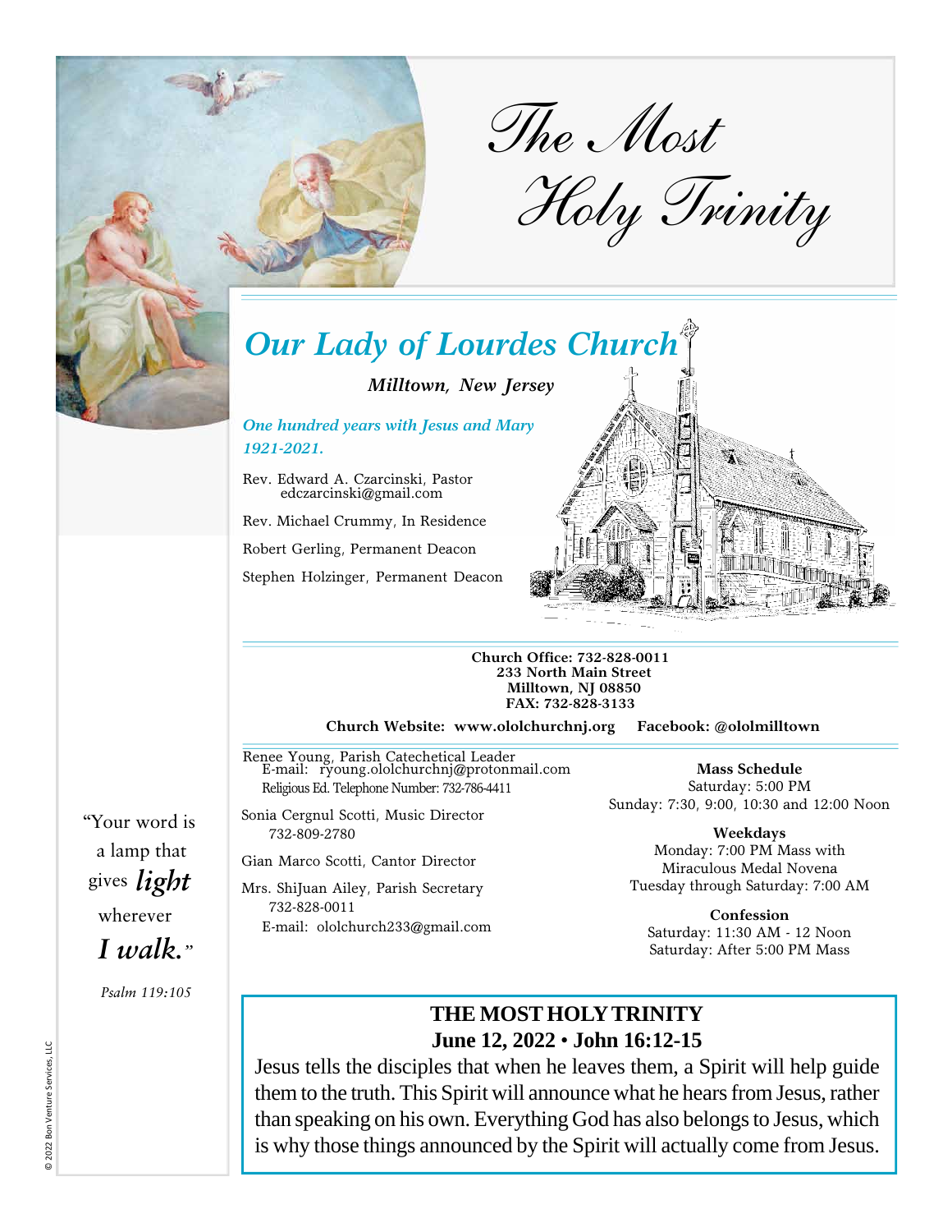# The Most Holy Trinity

## Our Lady of Lourdes Church

***Milltown, New Jersey***

***One hundred years with Jesus and Mary 1921-2021.***

Rev. Edward A. Czarcinski, Pastor
edczarcinski@gmail.com

Rev. Michael Crummy, In Residence

Robert Gerling, Permanent Deacon

Stephen Holzinger, Permanent Deacon

**Church Office: 732-828-0011**
**233 North Main Street**
**Milltown, NJ 08850**
**FAX: 732-828-3133**

**Church Website: www.ololchurchnj.org** **Facebook: @ololmilltown**

Renee Young, Parish Catechetical Leader
E-mail: ryoung.ololchurchnj@protonmail.com
Religious Ed. Telephone Number: 732-786-4411

Sonia Cergnul Scotti, Music Director
732-809-2780

Gian Marco Scotti, Cantor Director

Mrs. ShiJuan Ailey, Parish Secretary
732-828-0011
E-mail: ololchurch233@gmail.com

**Mass Schedule**
Saturday: 5:00 PM
Sunday: 7:30, 9:00, 10:30 and 12:00 Noon

**Weekdays**
Monday: 7:00 PM Mass with Miraculous Medal Novena
Tuesday through Saturday: 7:00 AM

**Confession**
Saturday: 11:30 AM - 12 Noon
Saturday: After 5:00 PM Mass

"Your word is a lamp that gives ***light*** wherever ***I walk.***"

*Psalm 119:105*

### THE MOST HOLY TRINITY
### June 12, 2022 • John 16:12-15

Jesus tells the disciples that when he leaves them, a Spirit will help guide them to the truth. This Spirit will announce what he hears from Jesus, rather than speaking on his own. Everything God has also belongs to Jesus, which is why those things announced by the Spirit will actually come from Jesus.

© 2022 Bon Venture Services, LLC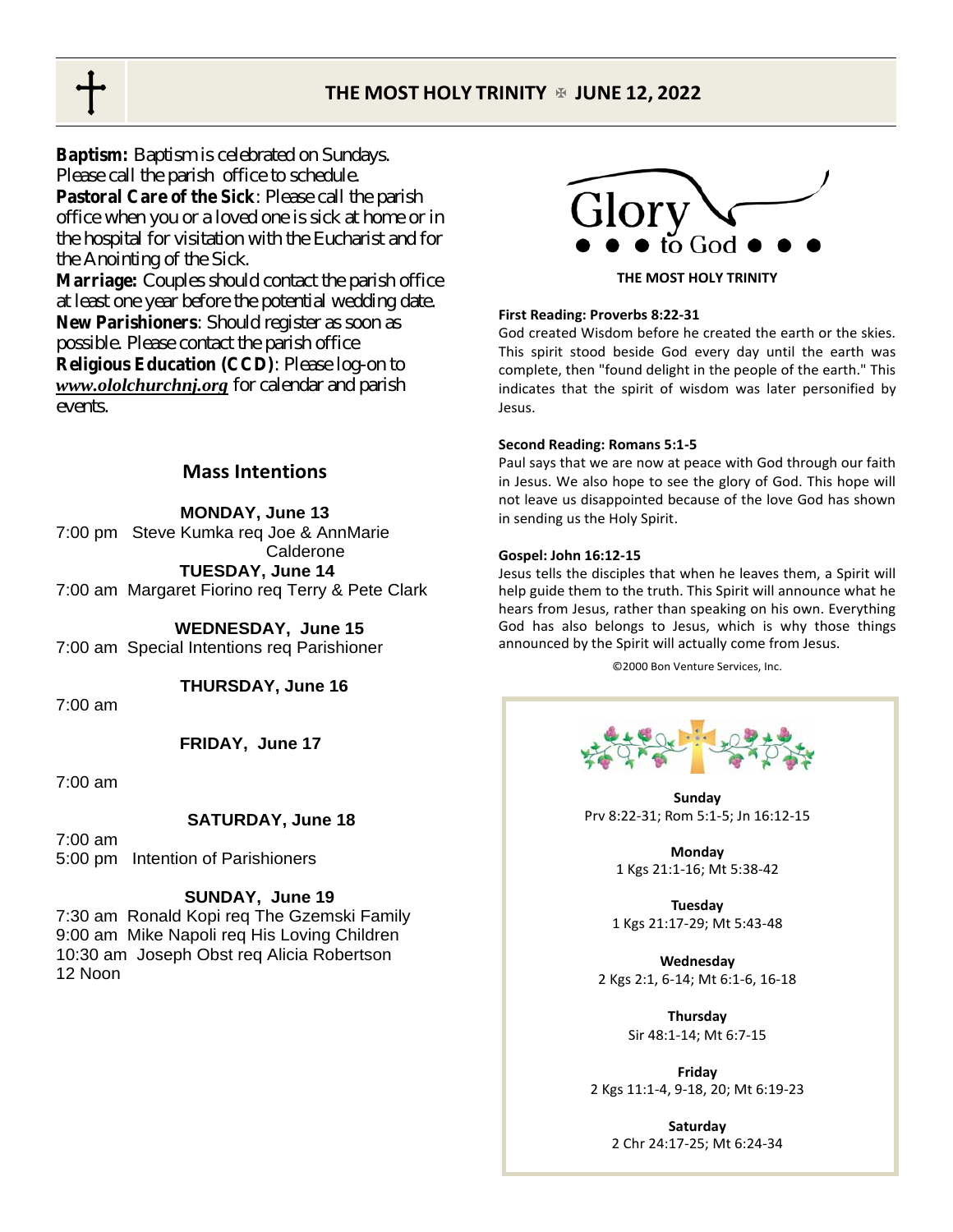**Baptism:** Baptism is celebrated on Sundays. Please call the parish office to schedule.
**Pastoral Care of the Sick**: Please call the parish office when you or a loved one is sick at home or in the hospital for visitation with the Eucharist and for the Anointing of the Sick.
**Marriage:** Couples should contact the parish office at least one year before the potential wedding date.
**New Parishioners**: Should register as soon as possible. Please contact the parish office
**Religious Education (CCD)**: Please log-on to ***www.ololchurchnj.org*** for calendar and parish events.

## Mass Intentions

**MONDAY, June 13**
7:00 pm Steve Kumka req Joe & AnnMarie Calderone

**TUESDAY, June 14**
7:00 am Margaret Fiorino req Terry & Pete Clark

**WEDNESDAY, June 15**
7:00 am Special Intentions req Parishioner

**THURSDAY, June 16**
7:00 am

**FRIDAY, June 17**
7:00 am

**SATURDAY, June 18**
7:00 am
5:00 pm Intention of Parishioners

**SUNDAY, June 19**
7:30 am Ronald Kopi req The Gzemski Family
9:00 am Mike Napoli req His Loving Children
10:30 am Joseph Obst req Alicia Robertson
12 Noon

## Glory to God

**THE MOST HOLY TRINITY**

**First Reading: Proverbs 8:22-31**
God created Wisdom before he created the earth or the skies. This spirit stood beside God every day until the earth was complete, then "found delight in the people of the earth." This indicates that the spirit of wisdom was later personified by Jesus.

**Second Reading: Romans 5:1-5**
Paul says that we are now at peace with God through our faith in Jesus. We also hope to see the glory of God. This hope will not leave us disappointed because of the love God has shown in sending us the Holy Spirit.

**Gospel: John 16:12-15**
Jesus tells the disciples that when he leaves them, a Spirit will help guide them to the truth. This Spirit will announce what he hears from Jesus, rather than speaking on his own. Everything God has also belongs to Jesus, which is why those things announced by the Spirit will actually come from Jesus.

©2000 Bon Venture Services, Inc.

**Sunday**
Prv 8:22-31; Rom 5:1-5; Jn 16:12-15

**Monday**
1 Kgs 21:1-16; Mt 5:38-42

**Tuesday**
1 Kgs 21:17-29; Mt 5:43-48

**Wednesday**
2 Kgs 2:1, 6-14; Mt 6:1-6, 16-18

**Thursday**
Sir 48:1-14; Mt 6:7-15

**Friday**
2 Kgs 11:1-4, 9-18, 20; Mt 6:19-23

**Saturday**
2 Chr 24:17-25; Mt 6:24-34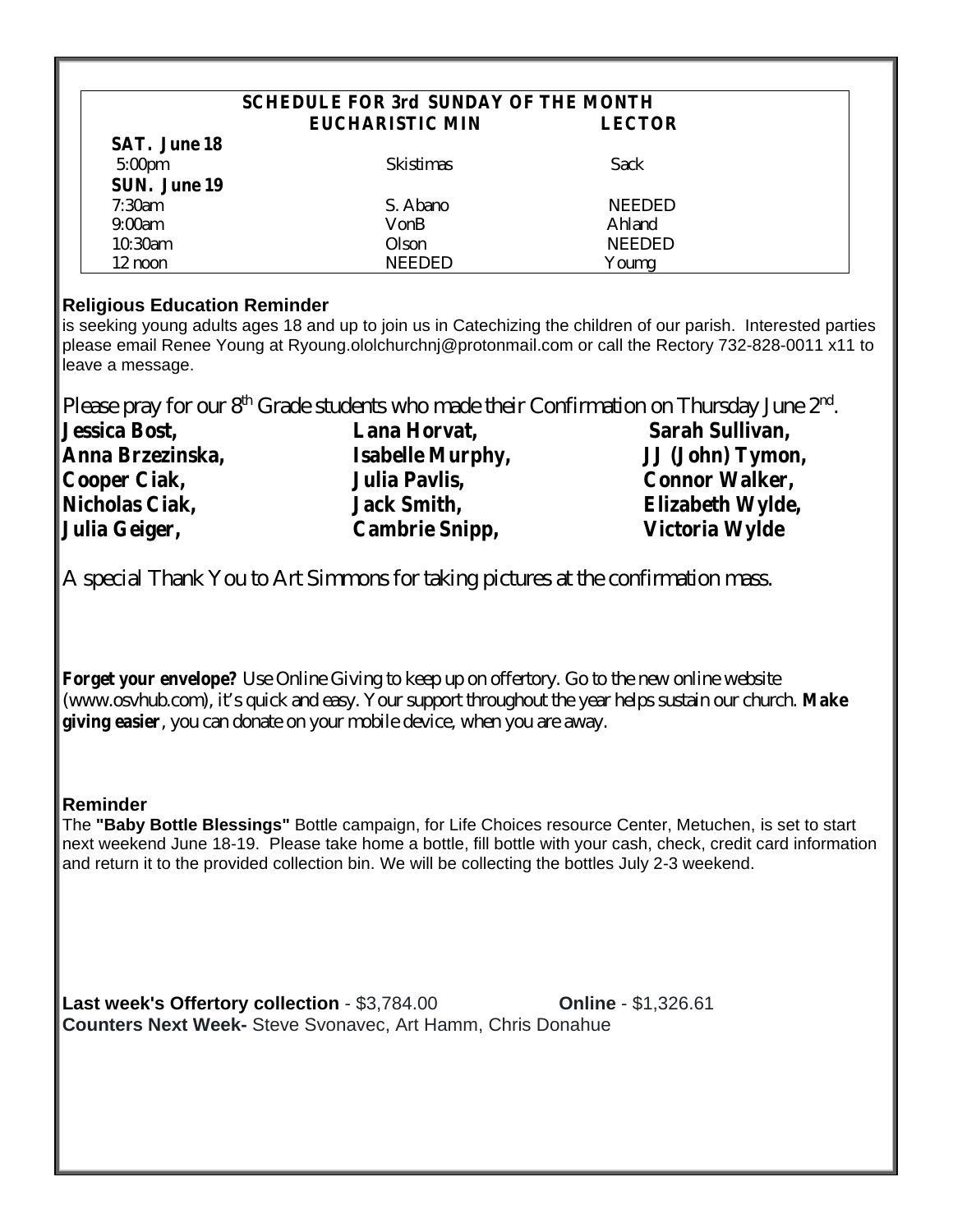## SCHEDULE FOR 3rd SUNDAY OF THE MONTH

| | EUCHARISTIC MIN | LECTOR |
|---|---|---|
| **SAT. June 18** | | |
| 5:00pm | Skistimas | Sack |
| **SUN. June 19** | | |
| 7:30am | S. Abano | NEEDED |
| 9:00am | VonB | Ahland |
| 10:30am | Olson | NEEDED |
| 12 noon | NEEDED | Youmg |

**Religious Education Reminder**

is seeking young adults ages 18 and up to join us in Catechizing the children of our parish. Interested parties please email Renee Young at Ryoung.ololchurchnj@protonmail.com or call the Rectory 732-828-0011 x11 to leave a message.

Please pray for our 8th Grade students who made their Confirmation on Thursday June 2nd.

**Jessica Bost,**
**Anna Brzezinska,**
**Cooper Ciak,**
**Nicholas Ciak,**
**Julia Geiger,**
**Lana Horvat,**
**Isabelle Murphy,**
**Julia Pavlis,**
**Jack Smith,**
**Cambrie Snipp,**
**Sarah Sullivan,**
**JJ (John) Tymon,**
**Connor Walker,**
**Elizabeth Wylde,**
**Victoria Wylde**

A special Thank You to Art Simmons for taking pictures at the confirmation mass.

**Forget your envelope?** Use Online Giving to keep up on offertory. Go to the new online website (www.osvhub.com), it's quick and easy. Your support throughout the year helps sustain our church. **Make giving easier**, you can donate on your mobile device, when you are away.

**Reminder**

The **"Baby Bottle Blessings"** Bottle campaign, for Life Choices resource Center, Metuchen, is set to start next weekend June 18-19. Please take home a bottle, fill bottle with your cash, check, credit card information and return it to the provided collection bin. We will be collecting the bottles July 2-3 weekend.

**Last week's Offertory collection** - $3,784.00 **Online** - $1,326.61

**Counters Next Week-** Steve Svonavec, Art Hamm, Chris Donahue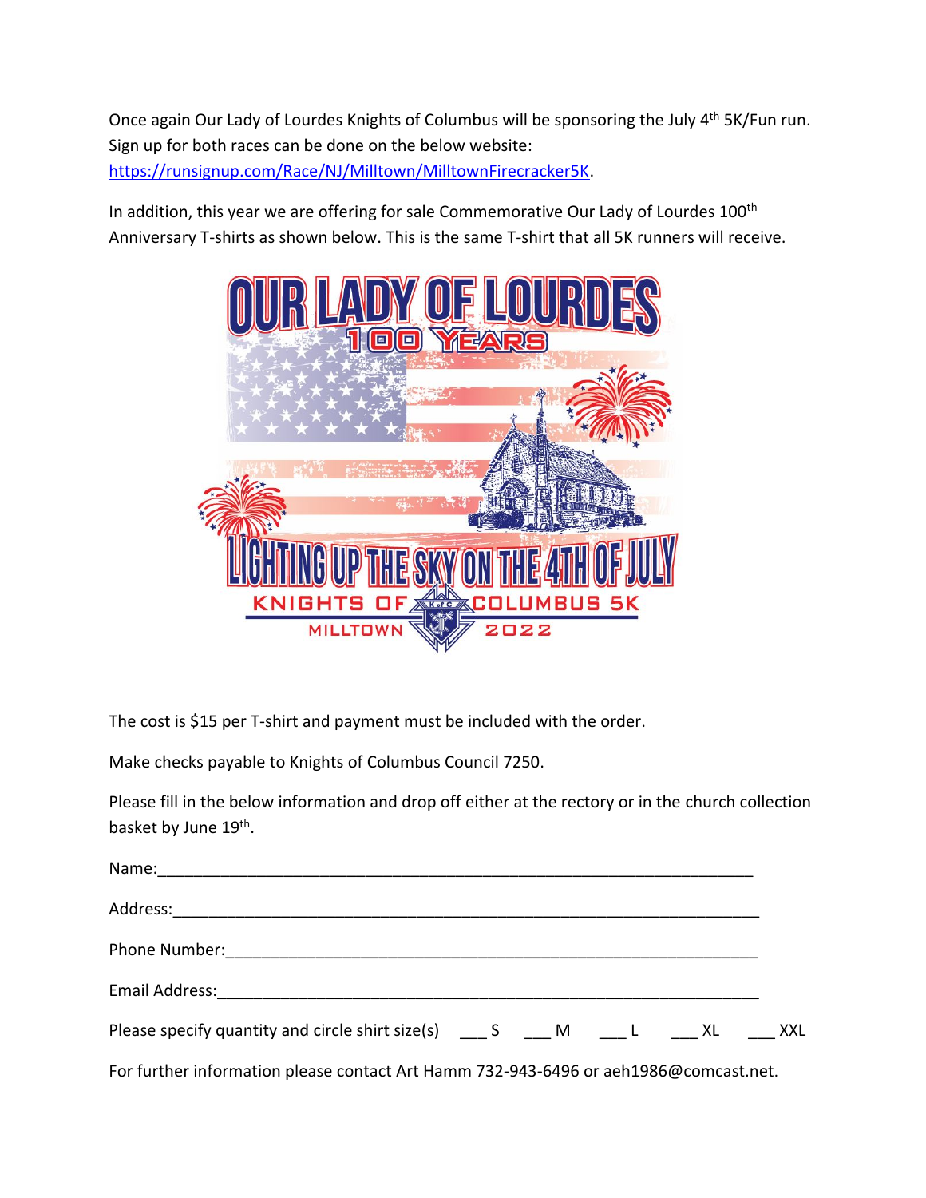Once again Our Lady of Lourdes Knights of Columbus will be sponsoring the July 4th 5K/Fun run. Sign up for both races can be done on the below website: https://runsignup.com/Race/NJ/Milltown/MilltownFirecracker5K.

In addition, this year we are offering for sale Commemorative Our Lady of Lourdes 100th Anniversary T-shirts as shown below. This is the same T-shirt that all 5K runners will receive.

The cost is $15 per T-shirt and payment must be included with the order.

Make checks payable to Knights of Columbus Council 7250.

Please fill in the below information and drop off either at the rectory or in the church collection basket by June 19th.

Name:_______________________________________________________________

Address:_____________________________________________________________

Phone Number:_______________________________________________________

Email Address:_______________________________________________________

Please specify quantity and circle shirt size(s) ___ S ___ M ___ L ___ XL ___ XXL

For further information please contact Art Hamm 732-943-6496 or aeh1986@comcast.net.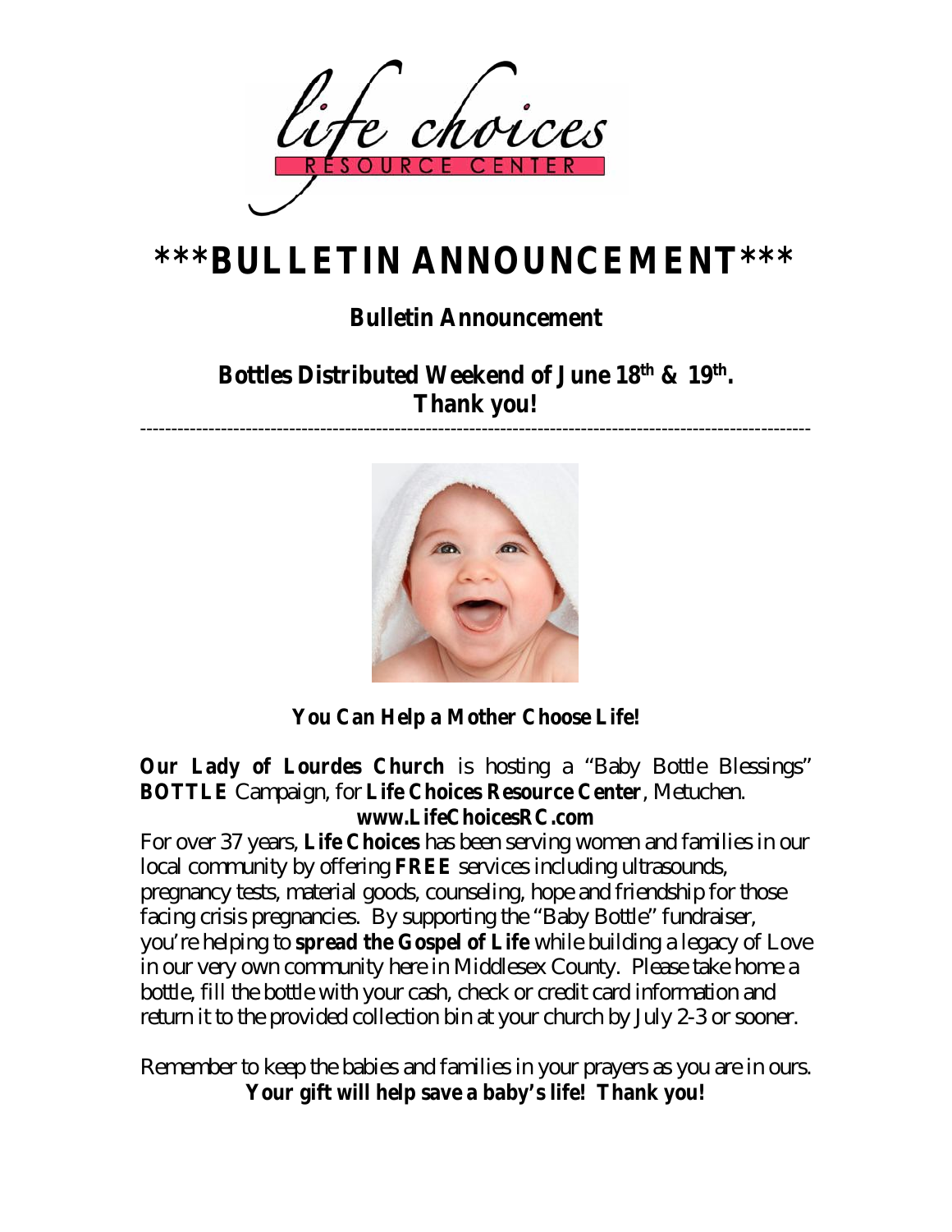# \*\*\*BULLETIN ANNOUNCEMENT\*\*\*

## Bulletin Announcement

## Bottles Distributed Weekend of June 18th & 19th. Thank you!

---

***You Can Help a Mother Choose Life!***

**Our Lady of Lourdes Church** is hosting a "Baby Bottle Blessings" **BOTTLE** Campaign, for **Life Choices Resource Center**, Metuchen.

**www.LifeChoicesRC.com**

For over 37 years, **Life Choices** has been serving women and families in our local community by offering **FREE** services including ultrasounds, pregnancy tests, material goods, counseling, hope and friendship for those facing crisis pregnancies. By supporting the "Baby Bottle" fundraiser, you're helping to **spread the Gospel of Life** while building a legacy of Love in our very own community here in Middlesex County. Please take home a bottle, fill the bottle with your cash, check or credit card information and return it to the provided collection bin at your church by July 2-3 or sooner.

Remember to keep the babies and families in your prayers as you are in ours.

***Your gift will help save a baby's life! Thank you!***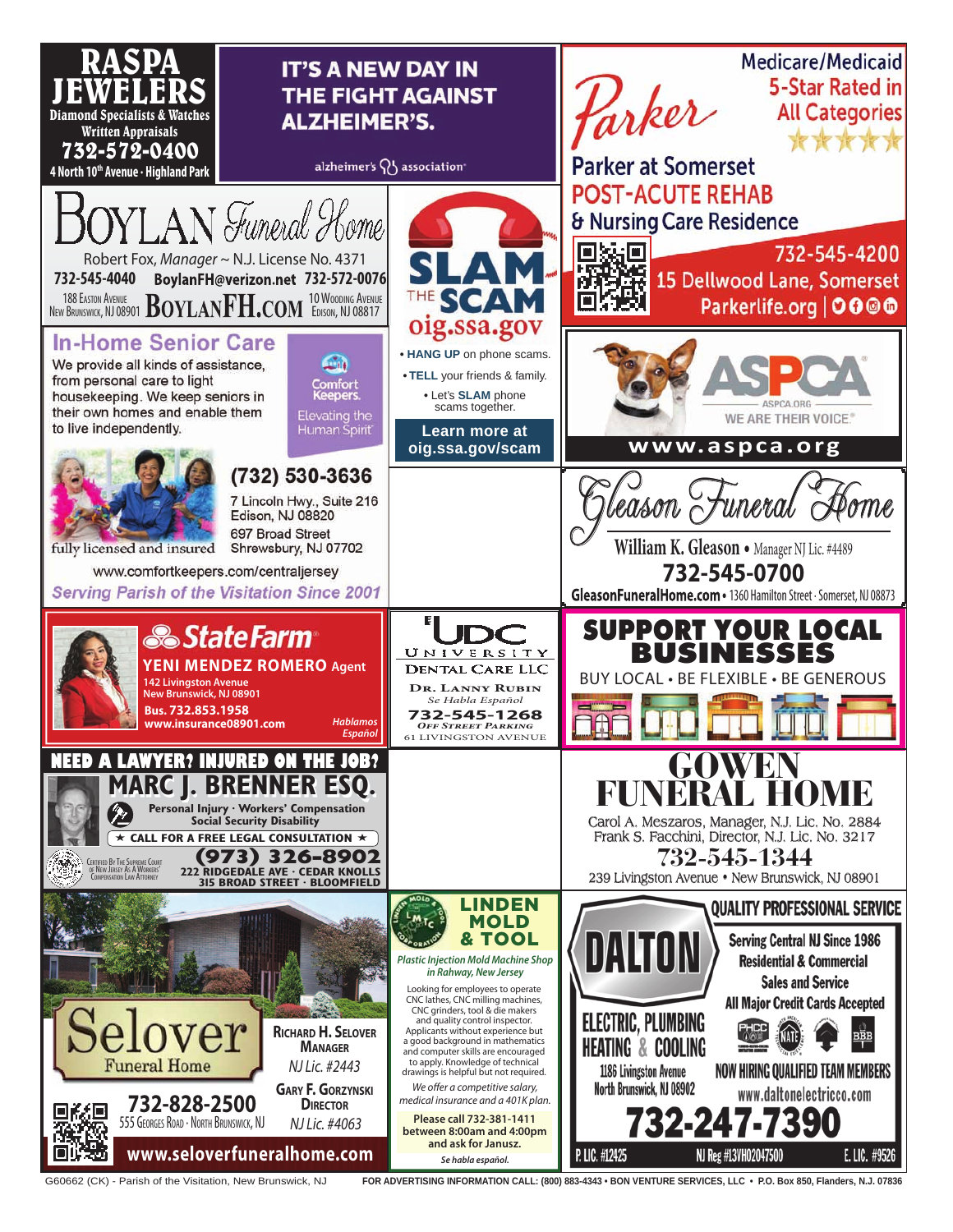## RASPA JEWELERS

Diamond Specialists & Watches
Written Appraisals
732-572-0400
4 North 10th Avenue · Highland Park

## IT'S A NEW DAY IN THE FIGHT AGAINST ALZHEIMER'S.

alzheimer's association

## Parker

Medicare/Medicaid 5-Star Rated in All Categories

Parker at Somerset
POST-ACUTE REHAB
& Nursing Care Residence
732-545-4200
15 Dellwood Lane, Somerset
Parkerlife.org

## BOYLAN Funeral Home

Robert Fox, *Manager* ~ N.J. License No. 4371
732-545-4040 BoylanFH@verizon.net 732-572-0076
188 Easton Avenue, New Brunswick, NJ 08901 BOYLANFH.COM 10 Wooding Avenue, Edison, NJ 08817

## SLAM THE SCAM

oig.ssa.gov

- **HANG UP** on phone scams.
- **TELL** your friends & family.
- Let's **SLAM** phone scams together.

**Learn more at oig.ssa.gov/scam**

## In-Home Senior Care

We provide all kinds of assistance, from personal care to light housekeeping. We keep seniors in their own homes and enable them to live independently.

Comfort Keepers. Elevating the Human Spirit

fully licensed and insured

(732) 530-3636
7 Lincoln Hwy., Suite 216
Edison, NJ 08820
697 Broad Street
Shrewsbury, NJ 07702

www.comfortkeepers.com/centraljersey

*Serving Parish of the Visitation Since 2001*

## ASPCA

ASPCA.ORG
WE ARE THEIR VOICE.
www.aspca.org

## Gleason Funeral Home

William K. Gleason • Manager NJ Lic. #4489
732-545-0700
GleasonFuneralHome.com • 1360 Hamilton Street · Somerset, NJ 08873

## State Farm

YENI MENDEZ ROMERO Agent
142 Livingston Avenue
New Brunswick, NJ 08901
Bus. 732.853.1958
www.insurance08901.com
*Hablamos Español*

## UDC University Dental Care LLC

Dr. Lanny Rubin
*Se Habla Español*
732-545-1268
*Off Street Parking*
61 Livingston Avenue

## SUPPORT YOUR LOCAL BUSINESSES

BUY LOCAL • BE FLEXIBLE • BE GENEROUS

## NEED A LAWYER? INJURED ON THE JOB?

## MARC J. BRENNER ESQ.

Personal Injury · Workers' Compensation
Social Security Disability
★ CALL FOR A FREE LEGAL CONSULTATION ★
(973) 326-8902
Certified By The Supreme Court of New Jersey As A Workers' Compensation Law Attorney
222 RIDGEDALE AVE · CEDAR KNOLLS
315 BROAD STREET · BLOOMFIELD

## GOWEN FUNERAL HOME

Carol A. Meszaros, Manager, N.J. Lic. No. 2884
Frank S. Facchini, Director, N.J. Lic. No. 3217
732-545-1344
239 Livingston Avenue • New Brunswick, NJ 08901

## Selover Funeral Home

Richard H. Selover
Manager
*NJ Lic. #2443*
Gary F. Gorzynski
Director
*NJ Lic. #4063*
732-828-2500
555 Georges Road · North Brunswick, NJ
www.seloverfuneralhome.com

## LINDEN MOLD & TOOL

*Plastic Injection Mold Machine Shop in Rahway, New Jersey*

Looking for employees to operate CNC lathes, CNC milling machines, CNC grinders, tool & die makers and quality control inspector. Applicants without experience but a good background in mathematics and computer skills are encouraged to apply. Knowledge of technical drawings is helpful but not required.

*We offer a competitive salary, medical insurance and a 401K plan.*

**Please call 732-381-1411 between 8:00am and 4:00pm and ask for Janusz.**

*Se habla español.*

## DALTON

QUALITY PROFESSIONAL SERVICE
Serving Central NJ Since 1986
Residential & Commercial
Sales and Service
All Major Credit Cards Accepted
ELECTRIC, PLUMBING HEATING & COOLING
1186 Livingston Avenue
North Brunswick, NJ 08902
NOW HIRING QUALIFIED TEAM MEMBERS
www.daltonelectricco.com
732-247-7390
P. LIC. #12425 NJ Reg #13VH02047500 E. LIC. #9526

G60662 (CK) - Parish of the Visitation, New Brunswick, NJ

FOR ADVERTISING INFORMATION CALL: (800) 883-4343 • BON VENTURE SERVICES, LLC • P.O. Box 850, Flanders, N.J. 07836